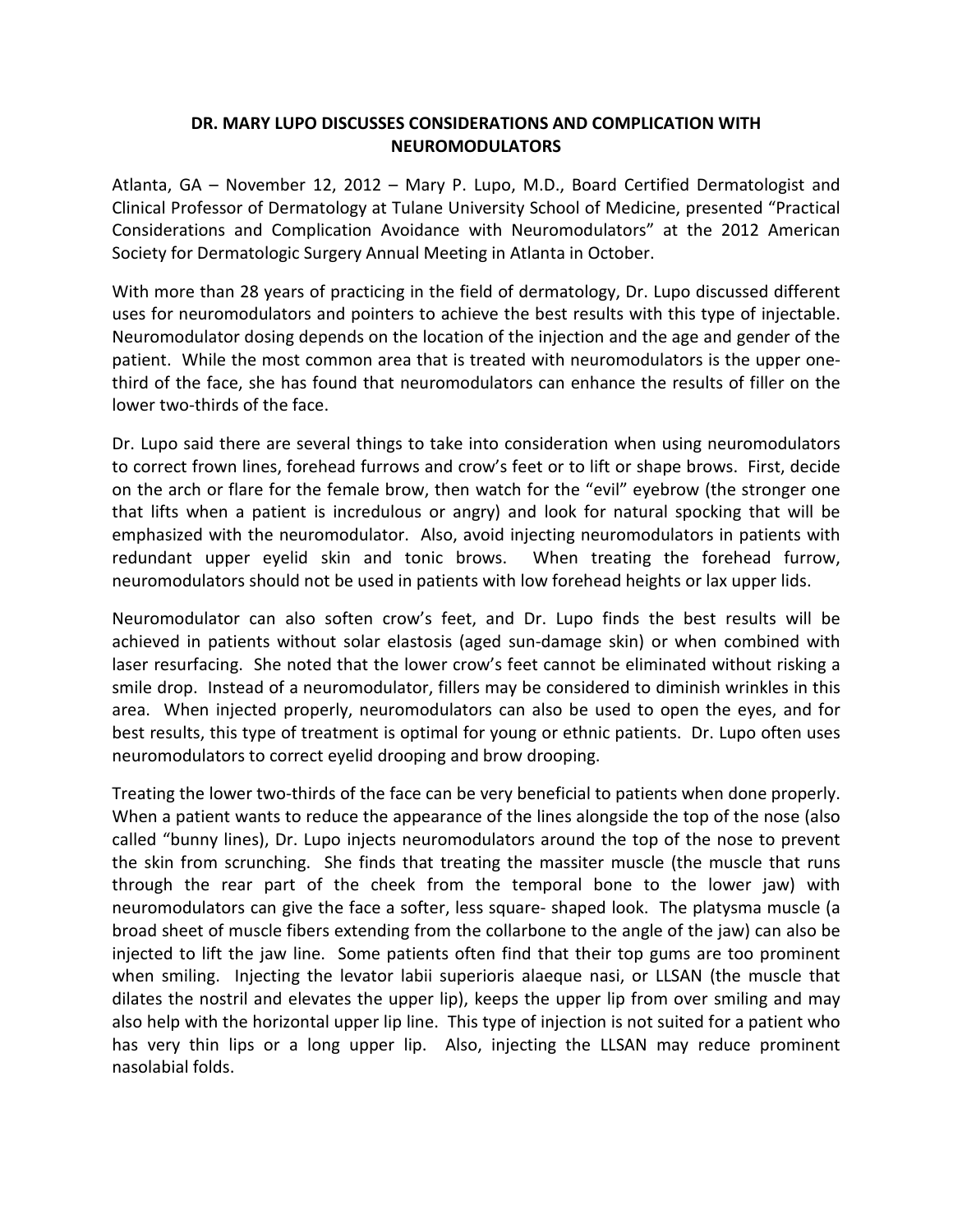# DR. MARY LUPO DISCUSSES CONSIDERATIONS AND COMPLICATION WITH NEUROMODULATORS

Atlanta, GA – November 12, 2012 – Mary P. Lupo, M.D., Board Certified Dermatologist and Clinical Professor of Dermatology at Tulane University School of Medicine, presented "Practical Considerations and Complication Avoidance with Neuromodulators" at the 2012 American Society for Dermatologic Surgery Annual Meeting in Atlanta in October.

With more than 28 years of practicing in the field of dermatology, Dr. Lupo discussed different uses for neuromodulators and pointers to achieve the best results with this type of injectable. Neuromodulator dosing depends on the location of the injection and the age and gender of the patient. While the most common area that is treated with neuromodulators is the upper one-third of the face, she has found that neuromodulators can enhance the results of filler on the lower two-thirds of the face.

Dr. Lupo said there are several things to take into consideration when using neuromodulators to correct frown lines, forehead furrows and crow's feet or to lift or shape brows. First, decide on the arch or flare for the female brow, then watch for the "evil" eyebrow (the stronger one that lifts when a patient is incredulous or angry) and look for natural spocking that will be emphasized with the neuromodulator. Also, avoid injecting neuromodulators in patients with redundant upper eyelid skin and tonic brows. When treating the forehead furrow, neuromodulators should not be used in patients with low forehead heights or lax upper lids.

Neuromodulator can also soften crow's feet, and Dr. Lupo finds the best results will be achieved in patients without solar elastosis (aged sun-damage skin) or when combined with laser resurfacing. She noted that the lower crow's feet cannot be eliminated without risking a smile drop. Instead of a neuromodulator, fillers may be considered to diminish wrinkles in this area. When injected properly, neuromodulators can also be used to open the eyes, and for best results, this type of treatment is optimal for young or ethnic patients. Dr. Lupo often uses neuromodulators to correct eyelid drooping and brow drooping.

Treating the lower two-thirds of the face can be very beneficial to patients when done properly. When a patient wants to reduce the appearance of the lines alongside the top of the nose (also called "bunny lines), Dr. Lupo injects neuromodulators around the top of the nose to prevent the skin from scrunching. She finds that treating the massiter muscle (the muscle that runs through the rear part of the cheek from the temporal bone to the lower jaw) with neuromodulators can give the face a softer, less square- shaped look. The platysma muscle (a broad sheet of muscle fibers extending from the collarbone to the angle of the jaw) can also be injected to lift the jaw line. Some patients often find that their top gums are too prominent when smiling. Injecting the levator labii superioris alaeque nasi, or LLSAN (the muscle that dilates the nostril and elevates the upper lip), keeps the upper lip from over smiling and may also help with the horizontal upper lip line. This type of injection is not suited for a patient who has very thin lips or a long upper lip. Also, injecting the LLSAN may reduce prominent nasolabial folds.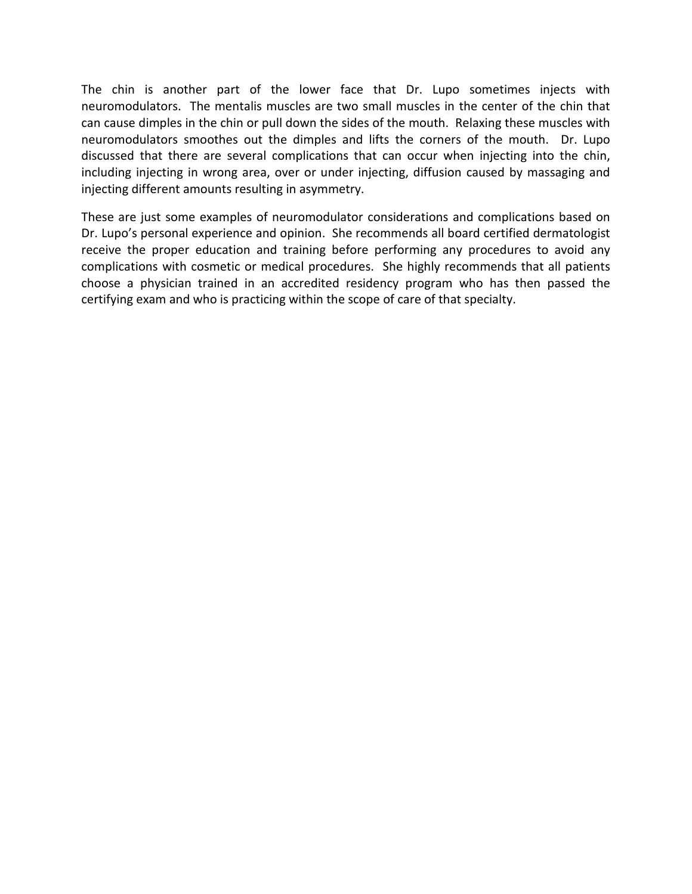The chin is another part of the lower face that Dr. Lupo sometimes injects with neuromodulators. The mentalis muscles are two small muscles in the center of the chin that can cause dimples in the chin or pull down the sides of the mouth. Relaxing these muscles with neuromodulators smoothes out the dimples and lifts the corners of the mouth. Dr. Lupo discussed that there are several complications that can occur when injecting into the chin, including injecting in wrong area, over or under injecting, diffusion caused by massaging and injecting different amounts resulting in asymmetry.

These are just some examples of neuromodulator considerations and complications based on Dr. Lupo's personal experience and opinion. She recommends all board certified dermatologist receive the proper education and training before performing any procedures to avoid any complications with cosmetic or medical procedures. She highly recommends that all patients choose a physician trained in an accredited residency program who has then passed the certifying exam and who is practicing within the scope of care of that specialty.